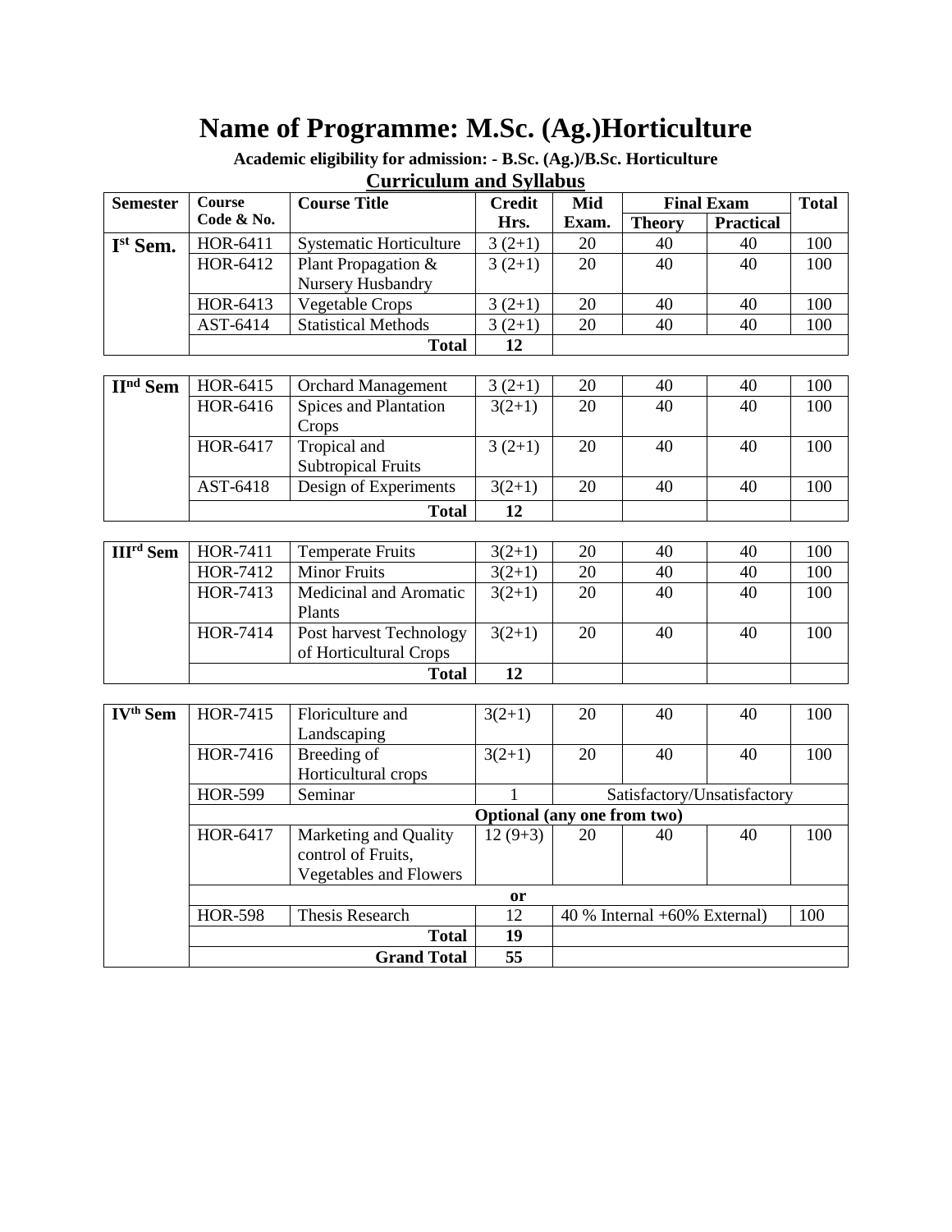# Name of Programme: M.Sc. (Ag.)Horticulture

**Academic eligibility for admission: - B.Sc. (Ag.)/B.Sc. Horticulture**

## Curriculum and Syllabus

| Semester | Course Code & No. | Course Title | Credit Hrs. | Mid Exam. | Final Exam | | Total |
|---|---|---|---|---|---|---|---|
| | | | | | Theory | Practical | |
| Ist Sem. | HOR-6411 | Systematic Horticulture | 3 (2+1) | 20 | 40 | 40 | 100 |
| | HOR-6412 | Plant Propagation & Nursery Husbandry | 3 (2+1) | 20 | 40 | 40 | 100 |
| | HOR-6413 | Vegetable Crops | 3 (2+1) | 20 | 40 | 40 | 100 |
| | AST-6414 | Statistical Methods | 3 (2+1) | 20 | 40 | 40 | 100 |
| | | **Total** | **12** | | | | |
| IInd Sem | HOR-6415 | Orchard Management | 3 (2+1) | 20 | 40 | 40 | 100 |
| | HOR-6416 | Spices and Plantation Crops | 3(2+1) | 20 | 40 | 40 | 100 |
| | HOR-6417 | Tropical and Subtropical Fruits | 3 (2+1) | 20 | 40 | 40 | 100 |
| | AST-6418 | Design of Experiments | 3(2+1) | 20 | 40 | 40 | 100 |
| | | **Total** | **12** | | | | |
| IIIrd Sem | HOR-7411 | Temperate Fruits | 3(2+1) | 20 | 40 | 40 | 100 |
| | HOR-7412 | Minor Fruits | 3(2+1) | 20 | 40 | 40 | 100 |
| | HOR-7413 | Medicinal and Aromatic Plants | 3(2+1) | 20 | 40 | 40 | 100 |
| | HOR-7414 | Post harvest Technology of Horticultural Crops | 3(2+1) | 20 | 40 | 40 | 100 |
| | | **Total** | **12** | | | | |
| IVth Sem | HOR-7415 | Floriculture and Landscaping | 3(2+1) | 20 | 40 | 40 | 100 |
| | HOR-7416 | Breeding of Horticultural crops | 3(2+1) | 20 | 40 | 40 | 100 |
| | HOR-599 | Seminar | 1 | Satisfactory/Unsatisfactory | | | |
| | **Optional (any one from two)** | | | | | | |
| | HOR-6417 | Marketing and Quality control of Fruits, Vegetables and Flowers | 12 (9+3) | 20 | 40 | 40 | 100 |
| | **or** | | | | | | |
| | HOR-598 | Thesis Research | 12 | 40 % Internal +60% External) | | | 100 |
| | | **Total** | **19** | | | | |
| | | **Grand Total** | **55** | | | | |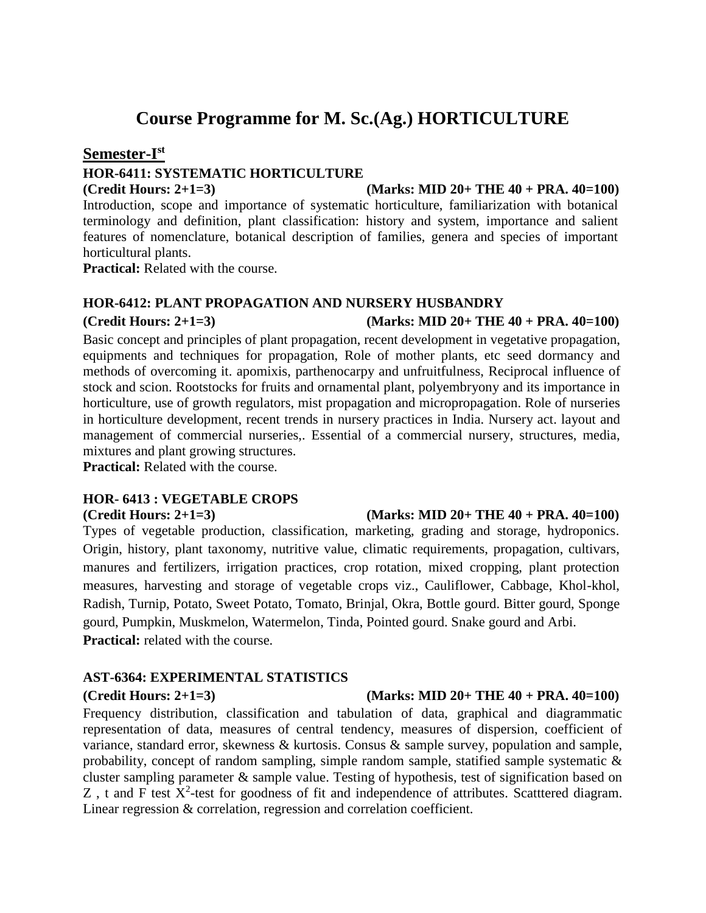# Course Programme for M. Sc.(Ag.) HORTICULTURE

## Semester-I[st]

### HOR-6411: SYSTEMATIC HORTICULTURE

**(Credit Hours: 2+1=3) (Marks: MID 20+ THE 40 + PRA. 40=100)**

Introduction, scope and importance of systematic horticulture, familiarization with botanical terminology and definition, plant classification: history and system, importance and salient features of nomenclature, botanical description of families, genera and species of important horticultural plants.

**Practical:** Related with the course.

### HOR-6412: PLANT PROPAGATION AND NURSERY HUSBANDRY

**(Credit Hours: 2+1=3) (Marks: MID 20+ THE 40 + PRA. 40=100)**

Basic concept and principles of plant propagation, recent development in vegetative propagation, equipments and techniques for propagation, Role of mother plants, etc seed dormancy and methods of overcoming it. apomixis, parthenocarpy and unfruitfulness, Reciprocal influence of stock and scion. Rootstocks for fruits and ornamental plant, polyembryony and its importance in horticulture, use of growth regulators, mist propagation and micropropagation. Role of nurseries in horticulture development, recent trends in nursery practices in India. Nursery act. layout and management of commercial nurseries,. Essential of a commercial nursery, structures, media, mixtures and plant growing structures.

**Practical:** Related with the course.

### HOR- 6413 : VEGETABLE CROPS

**(Credit Hours: 2+1=3) (Marks: MID 20+ THE 40 + PRA. 40=100)**

Types of vegetable production, classification, marketing, grading and storage, hydroponics. Origin, history, plant taxonomy, nutritive value, climatic requirements, propagation, cultivars, manures and fertilizers, irrigation practices, crop rotation, mixed cropping, plant protection measures, harvesting and storage of vegetable crops viz., Cauliflower, Cabbage, Khol-khol, Radish, Turnip, Potato, Sweet Potato, Tomato, Brinjal, Okra, Bottle gourd. Bitter gourd, Sponge gourd, Pumpkin, Muskmelon, Watermelon, Tinda, Pointed gourd. Snake gourd and Arbi.

**Practical:** related with the course.

### AST-6364: EXPERIMENTAL STATISTICS

**(Credit Hours: 2+1=3) (Marks: MID 20+ THE 40 + PRA. 40=100)**

Frequency distribution, classification and tabulation of data, graphical and diagrammatic representation of data, measures of central tendency, measures of dispersion, coefficient of variance, standard error, skewness & kurtosis. Consus & sample survey, population and sample, probability, concept of random sampling, simple random sample, statified sample systematic & cluster sampling parameter & sample value. Testing of hypothesis, test of signification based on Z , t and F test $X^2$-test for goodness of fit and independence of attributes. Scatttered diagram. Linear regression & correlation, regression and correlation coefficient.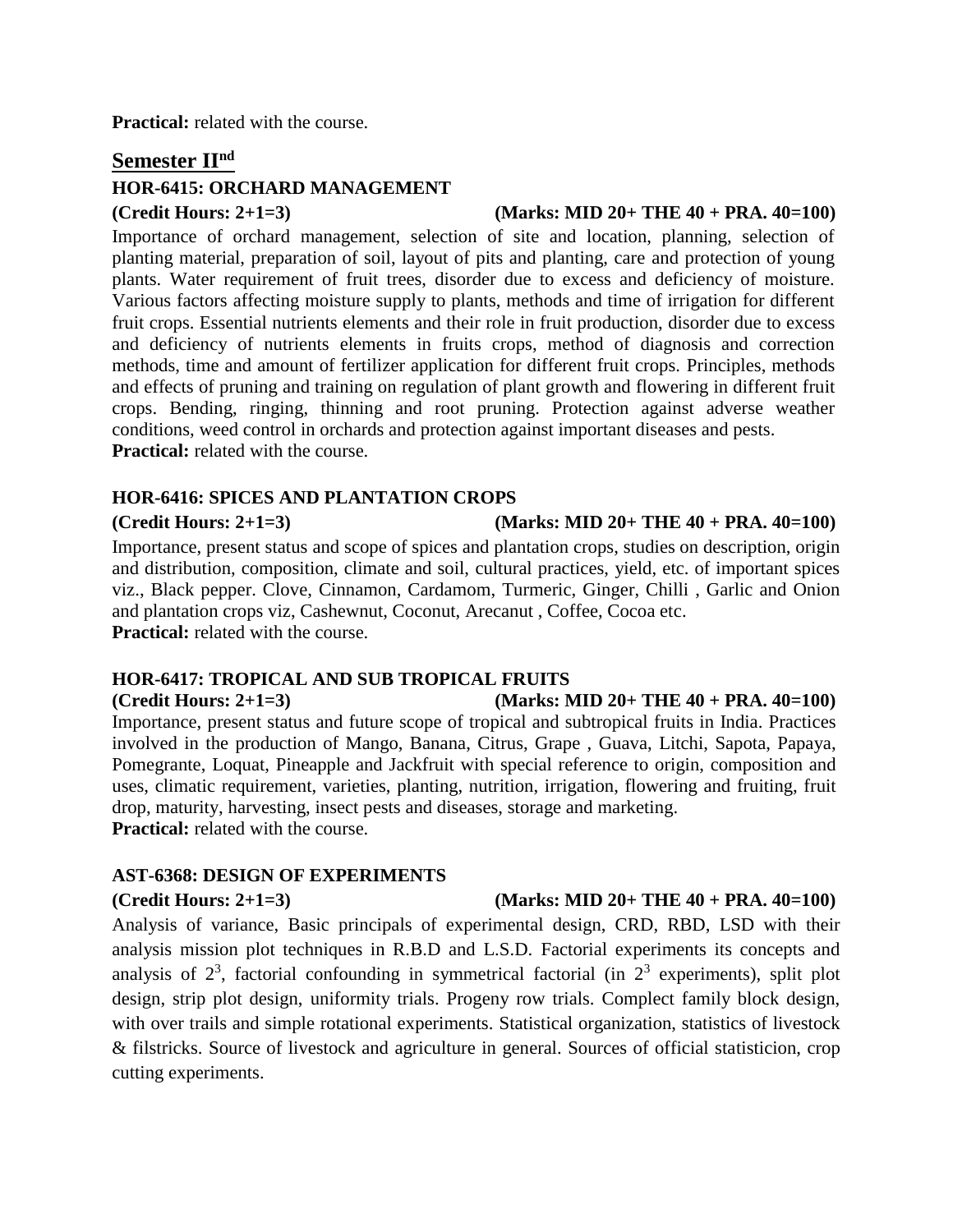**Practical:** related with the course.

## Semester II[nd]

### HOR-6415: ORCHARD MANAGEMENT

**(Credit Hours: 2+1=3) (Marks: MID 20+ THE 40 + PRA. 40=100)**

Importance of orchard management, selection of site and location, planning, selection of planting material, preparation of soil, layout of pits and planting, care and protection of young plants. Water requirement of fruit trees, disorder due to excess and deficiency of moisture. Various factors affecting moisture supply to plants, methods and time of irrigation for different fruit crops. Essential nutrients elements and their role in fruit production, disorder due to excess and deficiency of nutrients elements in fruits crops, method of diagnosis and correction methods, time and amount of fertilizer application for different fruit crops. Principles, methods and effects of pruning and training on regulation of plant growth and flowering in different fruit crops. Bending, ringing, thinning and root pruning. Protection against adverse weather conditions, weed control in orchards and protection against important diseases and pests.
**Practical:** related with the course.

### HOR-6416: SPICES AND PLANTATION CROPS

**(Credit Hours: 2+1=3) (Marks: MID 20+ THE 40 + PRA. 40=100)**

Importance, present status and scope of spices and plantation crops, studies on description, origin and distribution, composition, climate and soil, cultural practices, yield, etc. of important spices viz., Black pepper. Clove, Cinnamon, Cardamom, Turmeric, Ginger, Chilli , Garlic and Onion and plantation crops viz, Cashewnut, Coconut, Arecanut , Coffee, Cocoa etc.
**Practical:** related with the course.

### HOR-6417: TROPICAL AND SUB TROPICAL FRUITS

**(Credit Hours: 2+1=3) (Marks: MID 20+ THE 40 + PRA. 40=100)**

Importance, present status and future scope of tropical and subtropical fruits in India. Practices involved in the production of Mango, Banana, Citrus, Grape , Guava, Litchi, Sapota, Papaya, Pomegrante, Loquat, Pineapple and Jackfruit with special reference to origin, composition and uses, climatic requirement, varieties, planting, nutrition, irrigation, flowering and fruiting, fruit drop, maturity, harvesting, insect pests and diseases, storage and marketing.
**Practical:** related with the course.

### AST-6368: DESIGN OF EXPERIMENTS

**(Credit Hours: 2+1=3) (Marks: MID 20+ THE 40 + PRA. 40=100)**

Analysis of variance, Basic principals of experimental design, CRD, RBD, LSD with their analysis mission plot techniques in R.B.D and L.S.D. Factorial experiments its concepts and analysis of $2^3$, factorial confounding in symmetrical factorial (in $2^3$ experiments), split plot design, strip plot design, uniformity trials. Progeny row trials. Complect family block design, with over trails and simple rotational experiments. Statistical organization, statistics of livestock & filstricks. Source of livestock and agriculture in general. Sources of official statisticion, crop cutting experiments.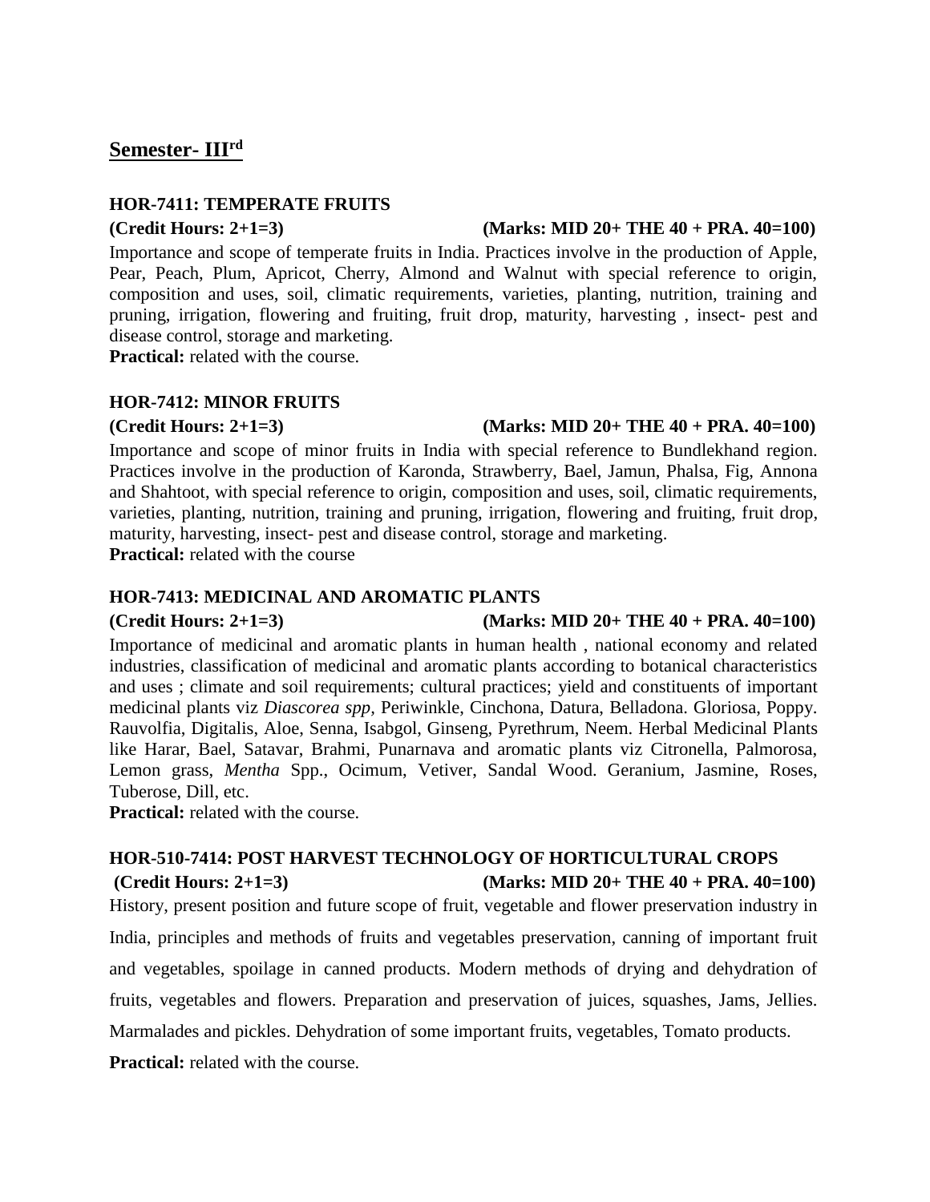## Semester- III[rd]

### HOR-7411: TEMPERATE FRUITS

**(Credit Hours: 2+1=3)** **(Marks: MID 20+ THE 40 + PRA. 40=100)**

Importance and scope of temperate fruits in India. Practices involve in the production of Apple, Pear, Peach, Plum, Apricot, Cherry, Almond and Walnut with special reference to origin, composition and uses, soil, climatic requirements, varieties, planting, nutrition, training and pruning, irrigation, flowering and fruiting, fruit drop, maturity, harvesting , insect- pest and disease control, storage and marketing.

**Practical:** related with the course.

### HOR-7412: MINOR FRUITS

**(Credit Hours: 2+1=3)** **(Marks: MID 20+ THE 40 + PRA. 40=100)**

Importance and scope of minor fruits in India with special reference to Bundlekhand region. Practices involve in the production of Karonda, Strawberry, Bael, Jamun, Phalsa, Fig, Annona and Shahtoot, with special reference to origin, composition and uses, soil, climatic requirements, varieties, planting, nutrition, training and pruning, irrigation, flowering and fruiting, fruit drop, maturity, harvesting, insect- pest and disease control, storage and marketing.

**Practical:** related with the course

### HOR-7413: MEDICINAL AND AROMATIC PLANTS

**(Credit Hours: 2+1=3)** **(Marks: MID 20+ THE 40 + PRA. 40=100)**

Importance of medicinal and aromatic plants in human health , national economy and related industries, classification of medicinal and aromatic plants according to botanical characteristics and uses ; climate and soil requirements; cultural practices; yield and constituents of important medicinal plants viz *Diascorea spp,* Periwinkle, Cinchona, Datura, Belladona. Gloriosa, Poppy. Rauvolfia, Digitalis, Aloe, Senna, Isabgol, Ginseng, Pyrethrum, Neem. Herbal Medicinal Plants like Harar, Bael, Satavar, Brahmi, Punarnava and aromatic plants viz Citronella, Palmorosa, Lemon grass, *Mentha* Spp., Ocimum, Vetiver, Sandal Wood. Geranium, Jasmine, Roses, Tuberose, Dill, etc.

**Practical:** related with the course.

### HOR-510-7414: POST HARVEST TECHNOLOGY OF HORTICULTURAL CROPS

**(Credit Hours: 2+1=3)** **(Marks: MID 20+ THE 40 + PRA. 40=100)**

History, present position and future scope of fruit, vegetable and flower preservation industry in India, principles and methods of fruits and vegetables preservation, canning of important fruit and vegetables, spoilage in canned products. Modern methods of drying and dehydration of fruits, vegetables and flowers. Preparation and preservation of juices, squashes, Jams, Jellies. Marmalades and pickles. Dehydration of some important fruits, vegetables, Tomato products.

**Practical:** related with the course.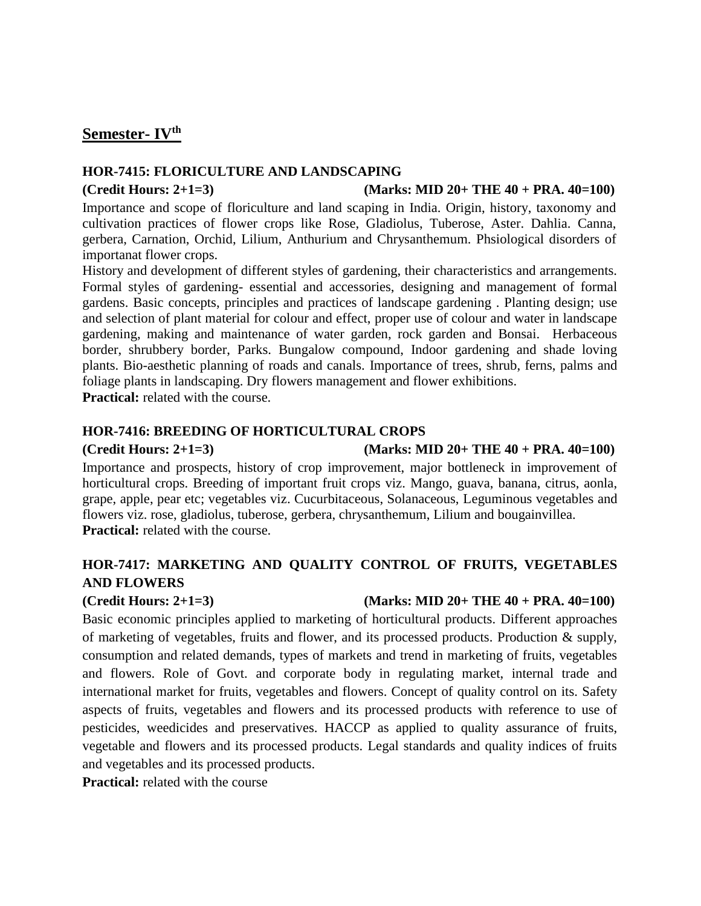## Semester- IV$^{th}$

### HOR-7415: FLORICULTURE AND LANDSCAPING

**(Credit Hours: 2+1=3) (Marks: MID 20+ THE 40 + PRA. 40=100)**

Importance and scope of floriculture and land scaping in India. Origin, history, taxonomy and cultivation practices of flower crops like Rose, Gladiolus, Tuberose, Aster. Dahlia. Canna, gerbera, Carnation, Orchid, Lilium, Anthurium and Chrysanthemum. Phsiological disorders of importanat flower crops.

History and development of different styles of gardening, their characteristics and arrangements. Formal styles of gardening- essential and accessories, designing and management of formal gardens. Basic concepts, principles and practices of landscape gardening . Planting design; use and selection of plant material for colour and effect, proper use of colour and water in landscape gardening, making and maintenance of water garden, rock garden and Bonsai. Herbaceous border, shrubbery border, Parks. Bungalow compound, Indoor gardening and shade loving plants. Bio-aesthetic planning of roads and canals. Importance of trees, shrub, ferns, palms and foliage plants in landscaping. Dry flowers management and flower exhibitions.

**Practical:** related with the course.

### HOR-7416: BREEDING OF HORTICULTURAL CROPS

**(Credit Hours: 2+1=3) (Marks: MID 20+ THE 40 + PRA. 40=100)**

Importance and prospects, history of crop improvement, major bottleneck in improvement of horticultural crops. Breeding of important fruit crops viz. Mango, guava, banana, citrus, aonla, grape, apple, pear etc; vegetables viz. Cucurbitaceous, Solanaceous, Leguminous vegetables and flowers viz. rose, gladiolus, tuberose, gerbera, chrysanthemum, Lilium and bougainvillea.

**Practical:** related with the course.

### HOR-7417: MARKETING AND QUALITY CONTROL OF FRUITS, VEGETABLES AND FLOWERS

**(Credit Hours: 2+1=3) (Marks: MID 20+ THE 40 + PRA. 40=100)**

Basic economic principles applied to marketing of horticultural products. Different approaches of marketing of vegetables, fruits and flower, and its processed products. Production & supply, consumption and related demands, types of markets and trend in marketing of fruits, vegetables and flowers. Role of Govt. and corporate body in regulating market, internal trade and international market for fruits, vegetables and flowers. Concept of quality control on its. Safety aspects of fruits, vegetables and flowers and its processed products with reference to use of pesticides, weedicides and preservatives. HACCP as applied to quality assurance of fruits, vegetable and flowers and its processed products. Legal standards and quality indices of fruits and vegetables and its processed products.

**Practical:** related with the course